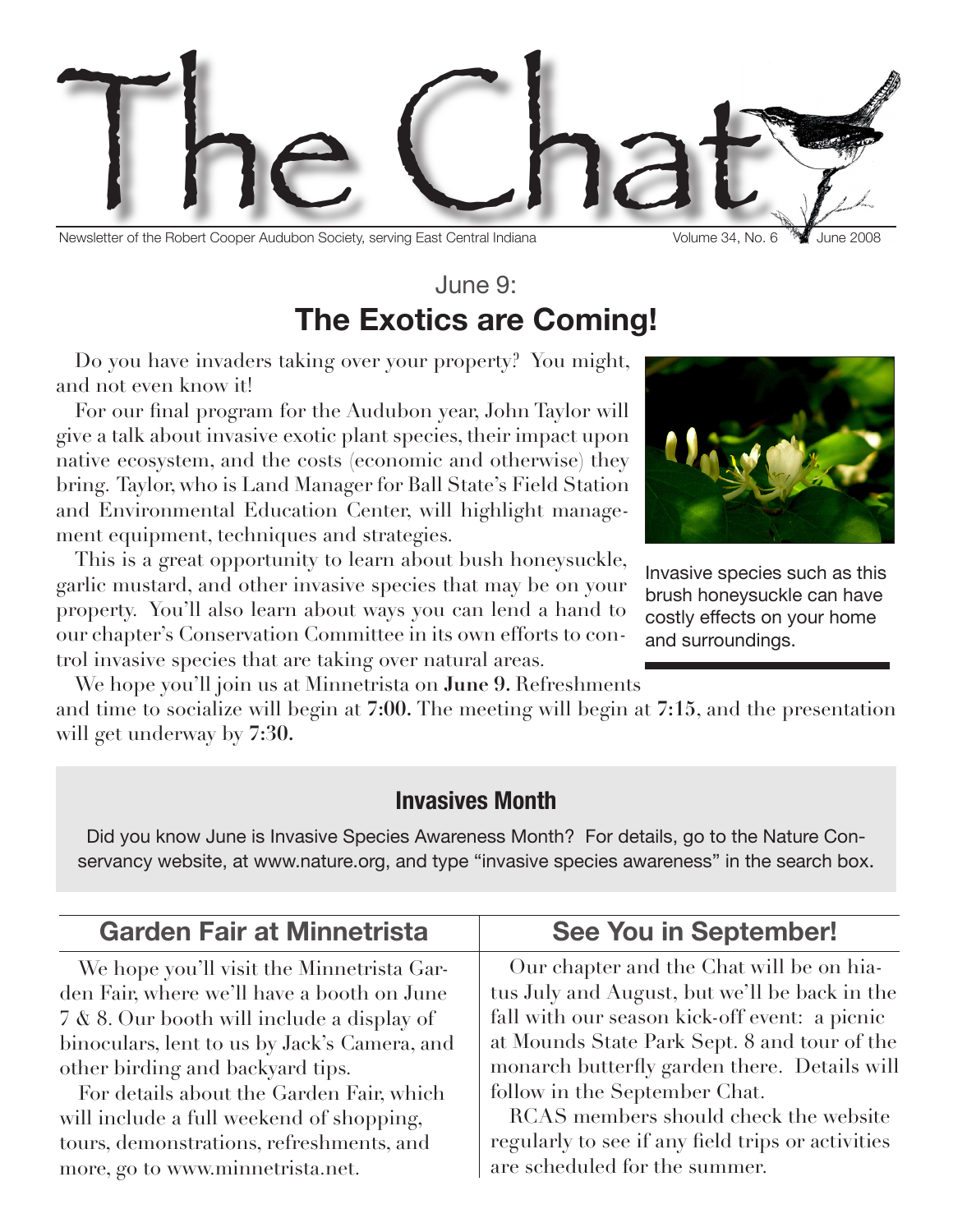# The Chat

Newsletter of the Robert Cooper Audubon Society, serving East Central Indiana — Volume 34, No. 6 — June 2008

## June 9:
## The Exotics are Coming!

Do you have invaders taking over your property? You might, and not even know it!

For our final program for the Audubon year, John Taylor will give a talk about invasive exotic plant species, their impact upon native ecosystem, and the costs (economic and otherwise) they bring. Taylor, who is Land Manager for Ball State's Field Station and Environmental Education Center, will highlight management equipment, techniques and strategies.

This is a great opportunity to learn about bush honeysuckle, garlic mustard, and other invasive species that may be on your property. You'll also learn about ways you can lend a hand to our chapter's Conservation Committee in its own efforts to control invasive species that are taking over natural areas.

We hope you'll join us at Minnetrista on **June 9.** Refreshments and time to socialize will begin at **7:00.** The meeting will begin at **7:15**, and the presentation will get underway by **7:30.**

Invasive species such as this brush honeysuckle can have costly effects on your home and surroundings.

### Invasives Month

Did you know June is Invasive Species Awareness Month? For details, go to the Nature Conservancy website, at www.nature.org, and type "invasive species awareness" in the search box.

### Garden Fair at Minnetrista

We hope you'll visit the Minnetrista Garden Fair, where we'll have a booth on June 7 & 8. Our booth will include a display of binoculars, lent to us by Jack's Camera, and other birding and backyard tips.

For details about the Garden Fair, which will include a full weekend of shopping, tours, demonstrations, refreshments, and more, go to www.minnetrista.net.

### See You in September!

Our chapter and the Chat will be on hiatus July and August, but we'll be back in the fall with our season kick-off event: a picnic at Mounds State Park Sept. 8 and tour of the monarch butterfly garden there. Details will follow in the September Chat.

RCAS members should check the website regularly to see if any field trips or activities are scheduled for the summer.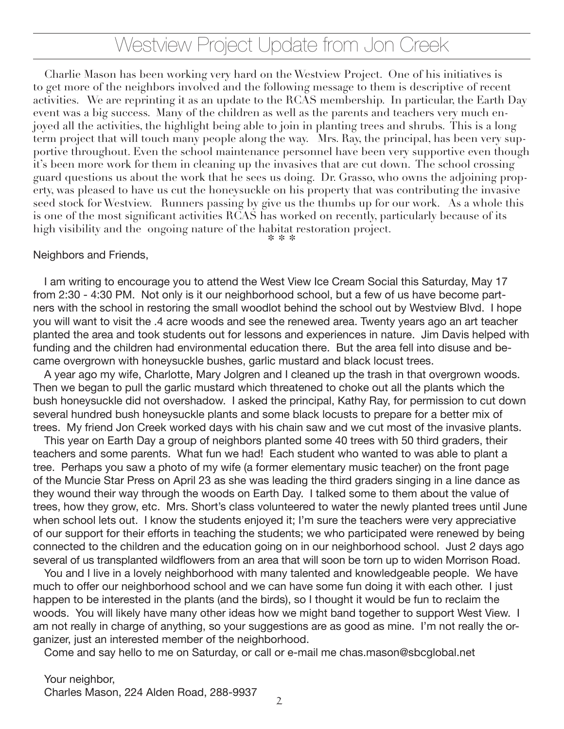# Westview Project Update from Jon Creek

Charlie Mason has been working very hard on the Westview Project. One of his initiatives is to get more of the neighbors involved and the following message to them is descriptive of recent activities. We are reprinting it as an update to the RCAS membership. In particular, the Earth Day event was a big success. Many of the children as well as the parents and teachers very much enjoyed all the activities, the highlight being able to join in planting trees and shrubs. This is a long term project that will touch many people along the way. Mrs. Ray, the principal, has been very supportive throughout. Even the school maintenance personnel have been very supportive even though it's been more work for them in cleaning up the invasives that are cut down. The school crossing guard questions us about the work that he sees us doing. Dr. Grasso, who owns the adjoining property, was pleased to have us cut the honeysuckle on his property that was contributing the invasive seed stock for Westview. Runners passing by give us the thumbs up for our work. As a whole this is one of the most significant activities RCAS has worked on recently, particularly because of its high visibility and the ongoing nature of the habitat restoration project.

\* \* \*

Neighbors and Friends,

I am writing to encourage you to attend the West View Ice Cream Social this Saturday, May 17 from 2:30 - 4:30 PM. Not only is it our neighborhood school, but a few of us have become partners with the school in restoring the small woodlot behind the school out by Westview Blvd. I hope you will want to visit the .4 acre woods and see the renewed area. Twenty years ago an art teacher planted the area and took students out for lessons and experiences in nature. Jim Davis helped with funding and the children had environmental education there. But the area fell into disuse and became overgrown with honeysuckle bushes, garlic mustard and black locust trees.

A year ago my wife, Charlotte, Mary Jolgren and I cleaned up the trash in that overgrown woods. Then we began to pull the garlic mustard which threatened to choke out all the plants which the bush honeysuckle did not overshadow. I asked the principal, Kathy Ray, for permission to cut down several hundred bush honeysuckle plants and some black locusts to prepare for a better mix of trees. My friend Jon Creek worked days with his chain saw and we cut most of the invasive plants.

This year on Earth Day a group of neighbors planted some 40 trees with 50 third graders, their teachers and some parents. What fun we had! Each student who wanted to was able to plant a tree. Perhaps you saw a photo of my wife (a former elementary music teacher) on the front page of the Muncie Star Press on April 23 as she was leading the third graders singing in a line dance as they wound their way through the woods on Earth Day. I talked some to them about the value of trees, how they grow, etc. Mrs. Short's class volunteered to water the newly planted trees until June when school lets out. I know the students enjoyed it; I'm sure the teachers were very appreciative of our support for their efforts in teaching the students; we who participated were renewed by being connected to the children and the education going on in our neighborhood school. Just 2 days ago several of us transplanted wildflowers from an area that will soon be torn up to widen Morrison Road.

You and I live in a lovely neighborhood with many talented and knowledgeable people. We have much to offer our neighborhood school and we can have some fun doing it with each other. I just happen to be interested in the plants (and the birds), so I thought it would be fun to reclaim the woods. You will likely have many other ideas how we might band together to support West View. I am not really in charge of anything, so your suggestions are as good as mine. I'm not really the organizer, just an interested member of the neighborhood.

Come and say hello to me on Saturday, or call or e-mail me chas.mason@sbcglobal.net

Your neighbor,
Charles Mason, 224 Alden Road, 288-9937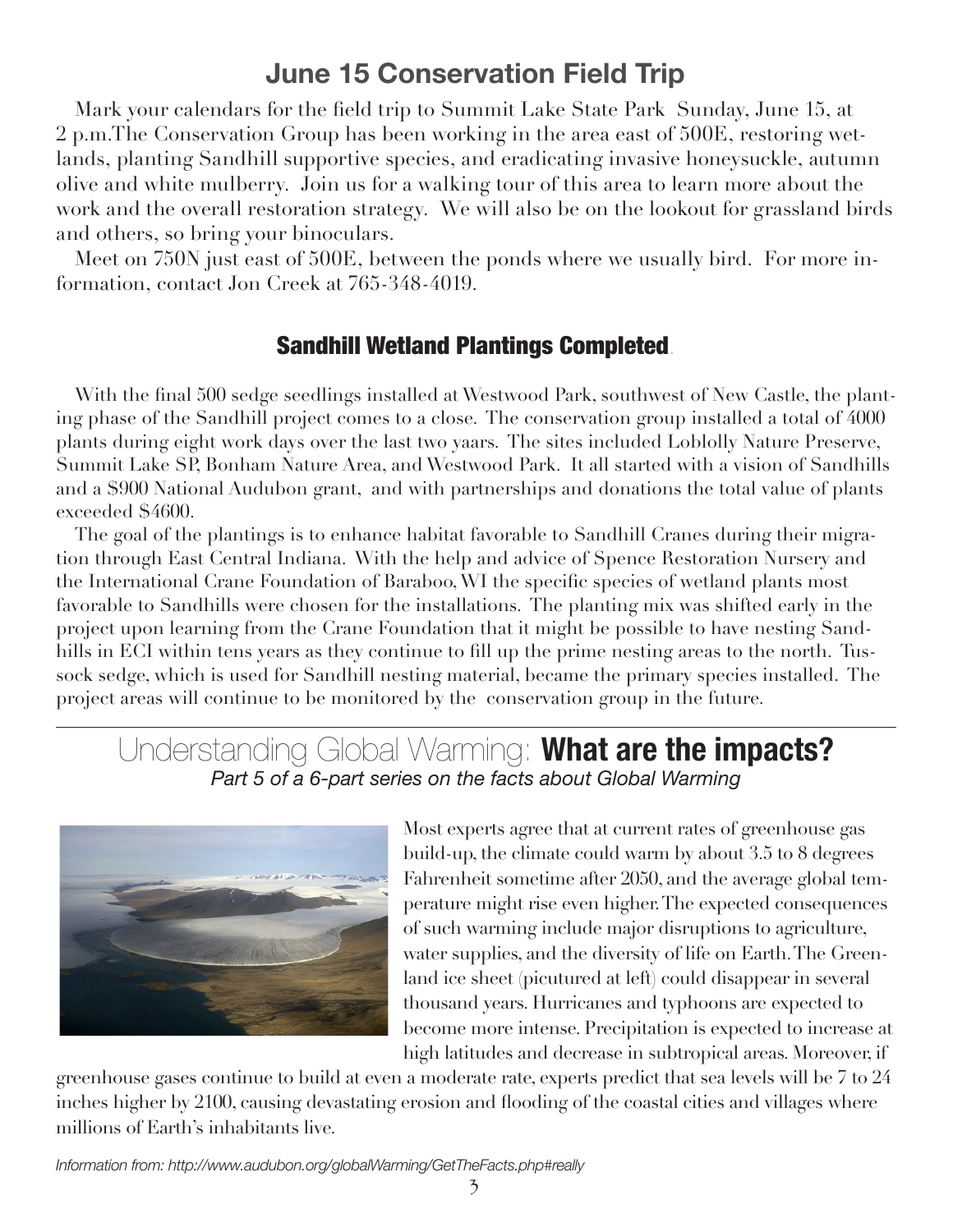## June 15 Conservation Field Trip

Mark your calendars for the field trip to Summit Lake State Park Sunday, June 15, at 2 p.m.The Conservation Group has been working in the area east of 500E, restoring wetlands, planting Sandhill supportive species, and eradicating invasive honeysuckle, autumn olive and white mulberry. Join us for a walking tour of this area to learn more about the work and the overall restoration strategy. We will also be on the lookout for grassland birds and others, so bring your binoculars.

Meet on 750N just east of 500E, between the ponds where we usually bird. For more information, contact Jon Creek at 765-348-4019.

### Sandhill Wetland Plantings Completed.

With the final 500 sedge seedlings installed at Westwood Park, southwest of New Castle, the planting phase of the Sandhill project comes to a close. The conservation group installed a total of 4000 plants during eight work days over the last two yaars. The sites included Loblolly Nature Preserve, Summit Lake SP, Bonham Nature Area, and Westwood Park. It all started with a vision of Sandhills and a $900 National Audubon grant, and with partnerships and donations the total value of plants exceeded $4600.

The goal of the plantings is to enhance habitat favorable to Sandhill Cranes during their migration through East Central Indiana. With the help and advice of Spence Restoration Nursery and the International Crane Foundation of Baraboo, WI the specific species of wetland plants most favorable to Sandhills were chosen for the installations. The planting mix was shifted early in the project upon learning from the Crane Foundation that it might be possible to have nesting Sandhills in ECI within tens years as they continue to fill up the prime nesting areas to the north. Tussock sedge, which is used for Sandhill nesting material, became the primary species installed. The project areas will continue to be monitored by the conservation group in the future.

---

## Understanding Global Warming: **What are the impacts?**

*Part 5 of a 6-part series on the facts about Global Warming*

Most experts agree that at current rates of greenhouse gas build-up, the climate could warm by about 3.5 to 8 degrees Fahrenheit sometime after 2050, and the average global temperature might rise even higher. The expected consequences of such warming include major disruptions to agriculture, water supplies, and the diversity of life on Earth. The Greenland ice sheet (picutured at left) could disappear in several thousand years. Hurricanes and typhoons are expected to become more intense. Precipitation is expected to increase at high latitudes and decrease in subtropical areas. Moreover, if greenhouse gases continue to build at even a moderate rate, experts predict that sea levels will be 7 to 24 inches higher by 2100, causing devastating erosion and flooding of the coastal cities and villages where millions of Earth's inhabitants live.

*Information from: http://www.audubon.org/globalWarming/GetTheFacts.php#really*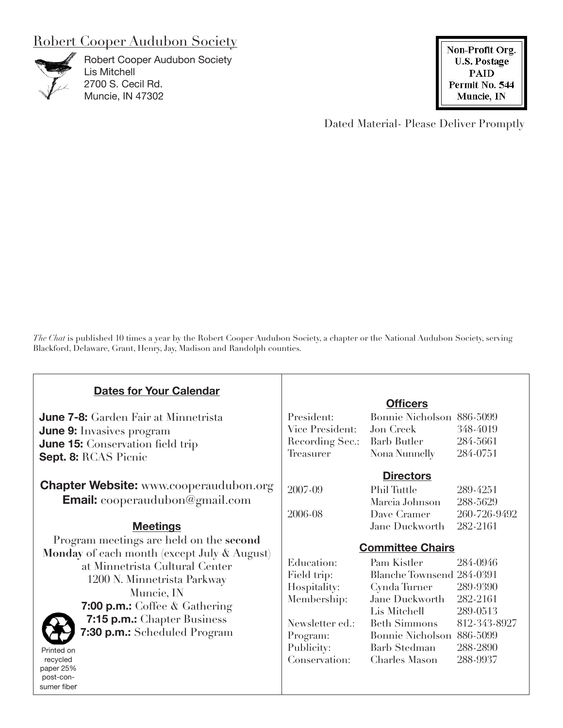Robert Cooper Audubon Society

Robert Cooper Audubon Society
Lis Mitchell
2700 S. Cecil Rd.
Muncie, IN 47302

Non-Profit Org.
U.S. Postage
PAID
Permit No. 544
Muncie, IN

Dated Material- Please Deliver Promptly

*The Chat* is published 10 times a year by the Robert Cooper Audubon Society, a chapter or the National Audubon Society, serving Blackford, Delaware, Grant, Henry, Jay, Madison and Randolph counties.

## Dates for Your Calendar

**June 7-8:** Garden Fair at Minnetrista
**June 9:** Invasives program
**June 15:** Conservation field trip
**Sept. 8:** RCAS Picnic

**Chapter Website:** www.cooperaudubon.org
**Email:** cooperaudubon@gmail.com

## Meetings

Program meetings are held on the **second Monday** of each month (except July & August) at Minnetrista Cultural Center
1200 N. Minnetrista Parkway
Muncie, IN

**7:00 p.m.:** Coffee & Gathering
**7:15 p.m.:** Chapter Business
**7:30 p.m.:** Scheduled Program

Printed on recycled paper 25% post-consumer fiber

## Officers

| | | |
|---|---|---|
| President: | Bonnie Nicholson | 886-5099 |
| Vice President: | Jon Creek | 348-4019 |
| Recording Sec.: | Barb Butler | 284-5661 |
| Treasurer | Nona Nunnelly | 284-0751 |

## Directors

| | | |
|---|---|---|
| 2007-09 | Phil Tuttle | 289-4251 |
| | Marcia Johnson | 288-5629 |
| 2006-08 | Dave Cramer | 260-726-9492 |
| | Jane Duckworth | 282-2161 |

## Committee Chairs

| | | |
|---|---|---|
| Education: | Pam Kistler | 284-0946 |
| Field trip: | Blanche Townsend | 284-0391 |
| Hospitality: | Cynda Turner | 289-9390 |
| Membership: | Jane Duckworth | 282-2161 |
| | Lis Mitchell | 289-0513 |
| Newsletter ed.: | Beth Simmons | 812-343-8927 |
| Program: | Bonnie Nicholson | 886-5099 |
| Publicity: | Barb Stedman | 288-2890 |
| Conservation: | Charles Mason | 288-9937 |